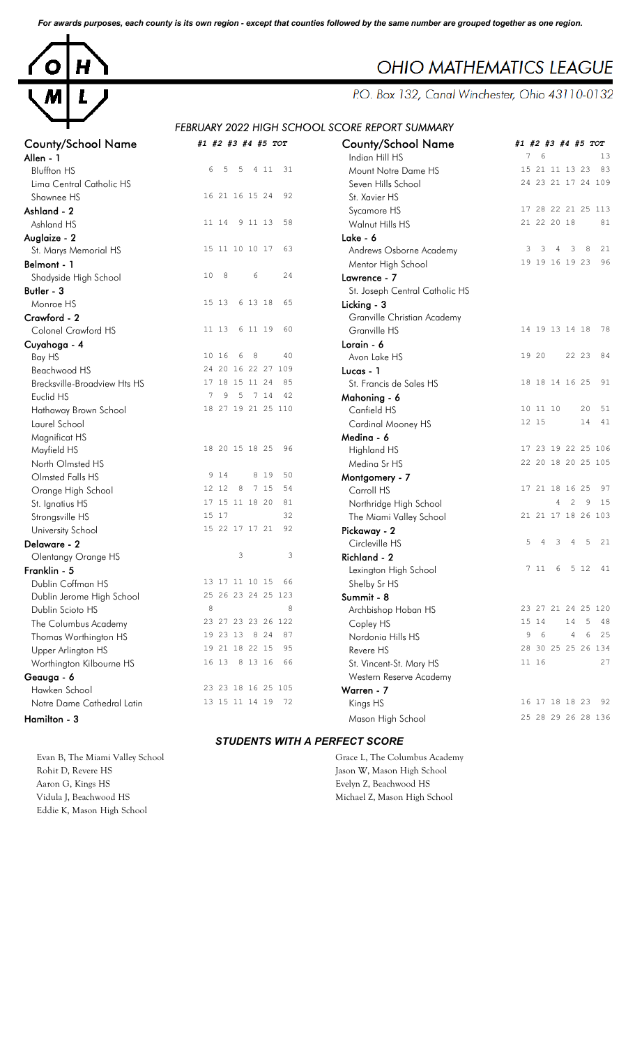*For awards purposes, each county is its own region - except that counties followed by the same number are grouped together as one region.*

# OHIO MATHEMATICS LEAGUE

P.O. Box 132, Canal Winchester, Ohio 43110-0132

## *FEBRUARY 2022 HIGH SCHOOL SCORE REPORT SUMMARY*

| County/School Name | #1 | #2 | #3 | #4 | #5 | TOT |
|---|---|---|---|---|---|---|
| **Allen - 1** | | | | | | |
| Bluffton HS | 6 | 5 | 5 | 4 | 11 | 31 |
| Lima Central Catholic HS | | | | | | |
| Shawnee HS | 16 | 21 | 16 | 15 | 24 | 92 |
| **Ashland - 2** | | | | | | |
| Ashland HS | 11 | 14 | 9 | 11 | 13 | 58 |
| **Auglaize - 2** | | | | | | |
| St. Marys Memorial HS | 15 | 11 | 10 | 10 | 17 | 63 |
| **Belmont - 1** | | | | | | |
| Shadyside High School | 10 | 8 | 6 | | | 24 |
| **Butler - 3** | | | | | | |
| Monroe HS | 15 | 13 | 6 | 13 | 18 | 65 |
| **Crawford - 2** | | | | | | |
| Colonel Crawford HS | 11 | 13 | 6 | 11 | 19 | 60 |
| **Cuyahoga - 4** | | | | | | |
| Bay HS | 10 | 16 | 6 | 8 | | 40 |
| Beachwood HS | 24 | 20 | 16 | 22 | 27 | 109 |
| Brecksville-Broadview Hts HS | 17 | 18 | 15 | 11 | 24 | 85 |
| Euclid HS | 7 | 9 | 5 | 7 | 14 | 42 |
| Hathaway Brown School | 18 | 27 | 19 | 21 | 25 | 110 |
| Laurel School | | | | | | |
| Magnificat HS | | | | | | |
| Mayfield HS | 18 | 20 | 15 | 18 | 25 | 96 |
| North Olmsted HS | | | | | | |
| Olmsted Falls HS | 9 | 14 | | 8 | 19 | 50 |
| Orange High School | 12 | 12 | 8 | 7 | 15 | 54 |
| St. Ignatius HS | 17 | 15 | 11 | 18 | 20 | 81 |
| Strongsville HS | 15 | 17 | | | | 32 |
| University School | 15 | 22 | 17 | 17 | 21 | 92 |
| **Delaware - 2** | | | | | | |
| Olentangy Orange HS | | | 3 | | | 3 |
| **Franklin - 5** | | | | | | |
| Dublin Coffman HS | 13 | 17 | 11 | 10 | 15 | 66 |
| Dublin Jerome High School | 25 | 26 | 23 | 24 | 25 | 123 |
| Dublin Scioto HS | 8 | | | | | 8 |
| The Columbus Academy | 23 | 27 | 23 | 23 | 26 | 122 |
| Thomas Worthington HS | 19 | 23 | 13 | 8 | 24 | 87 |
| Upper Arlington HS | 19 | 21 | 18 | 22 | 15 | 95 |
| Worthington Kilbourne HS | 16 | 13 | 8 | 13 | 16 | 66 |
| **Geauga - 6** | | | | | | |
| Hawken School | 23 | 23 | 18 | 16 | 25 | 105 |
| Notre Dame Cathedral Latin | 13 | 15 | 11 | 14 | 19 | 72 |
| **Hamilton - 3** | | | | | | |
| Indian Hill HS | 7 | 6 | | | | 13 |
| Mount Notre Dame HS | 15 | 21 | 11 | 13 | 23 | 83 |
| Seven Hills School | 24 | 23 | 21 | 17 | 24 | 109 |
| St. Xavier HS | | | | | | |
| Sycamore HS | 17 | 28 | 22 | 21 | 25 | 113 |
| Walnut Hills HS | 21 | 22 | 20 | 18 | | 81 |
| **Lake - 6** | | | | | | |
| Andrews Osborne Academy | 3 | 3 | 4 | 3 | 8 | 21 |
| Mentor High School | 19 | 19 | 16 | 19 | 23 | 96 |
| **Lawrence - 7** | | | | | | |
| St. Joseph Central Catholic HS | | | | | | |
| **Licking - 3** | | | | | | |
| Granville Christian Academy | | | | | | |
| Granville HS | 14 | 19 | 13 | 14 | 18 | 78 |
| **Lorain - 6** | | | | | | |
| Avon Lake HS | 19 | 20 | | 22 | 23 | 84 |
| **Lucas - 1** | | | | | | |
| St. Francis de Sales HS | 18 | 18 | 14 | 16 | 25 | 91 |
| **Mahoning - 6** | | | | | | |
| Canfield HS | 10 | 11 | 10 | | 20 | 51 |
| Cardinal Mooney HS | 12 | 15 | | | 14 | 41 |
| **Medina - 6** | | | | | | |
| Highland HS | 17 | 23 | 19 | 22 | 25 | 106 |
| Medina Sr HS | 22 | 20 | 18 | 20 | 25 | 105 |
| **Montgomery - 7** | | | | | | |
| Carroll HS | 17 | 21 | 18 | 16 | 25 | 97 |
| Northridge High School | | | 4 | 2 | 9 | 15 |
| The Miami Valley School | 21 | 21 | 17 | 18 | 26 | 103 |
| **Pickaway - 2** | | | | | | |
| Circleville HS | 5 | 4 | 3 | 4 | 5 | 21 |
| **Richland - 2** | | | | | | |
| Lexington High School | 7 | 11 | 6 | 5 | 12 | 41 |
| Shelby Sr HS | | | | | | |
| **Summit - 8** | | | | | | |
| Archbishop Hoban HS | 23 | 27 | 21 | 24 | 25 | 120 |
| Copley HS | 15 | 14 | | 14 | 5 | 48 |
| Nordonia Hills HS | 9 | 6 | | 4 | 6 | 25 |
| Revere HS | 28 | 30 | 25 | 25 | 26 | 134 |
| St. Vincent-St. Mary HS | 11 | 16 | | | | 27 |
| Western Reserve Academy | | | | | | |
| **Warren - 7** | | | | | | |
| Kings HS | 16 | 17 | 18 | 18 | 23 | 92 |
| Mason High School | 25 | 28 | 29 | 26 | 28 | 136 |

### *STUDENTS WITH A PERFECT SCORE*

Evan B, The Miami Valley School
Rohit D, Revere HS
Aaron G, Kings HS
Vidula J, Beachwood HS
Eddie K, Mason High School
Grace L, The Columbus Academy
Jason W, Mason High School
Evelyn Z, Beachwood HS
Michael Z, Mason High School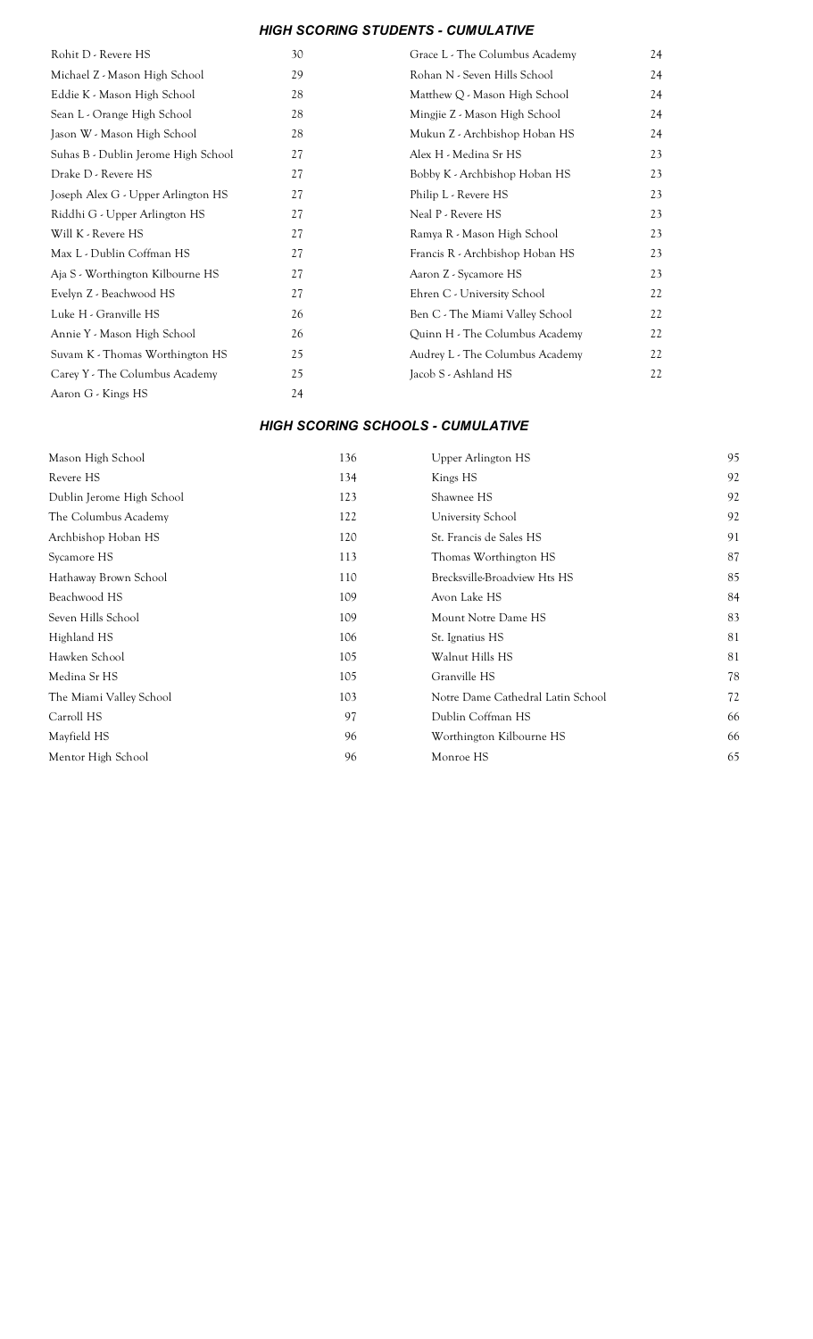## HIGH SCORING STUDENTS - CUMULATIVE

| | | | |
|---|---|---|---|
| Rohit D - Revere HS | 30 | Grace L - The Columbus Academy | 24 |
| Michael Z - Mason High School | 29 | Rohan N - Seven Hills School | 24 |
| Eddie K - Mason High School | 28 | Matthew Q - Mason High School | 24 |
| Sean L - Orange High School | 28 | Mingjie Z - Mason High School | 24 |
| Jason W - Mason High School | 28 | Mukun Z - Archbishop Hoban HS | 24 |
| Suhas B - Dublin Jerome High School | 27 | Alex H - Medina Sr HS | 23 |
| Drake D - Revere HS | 27 | Bobby K - Archbishop Hoban HS | 23 |
| Joseph Alex G - Upper Arlington HS | 27 | Philip L - Revere HS | 23 |
| Riddhi G - Upper Arlington HS | 27 | Neal P - Revere HS | 23 |
| Will K - Revere HS | 27 | Ramya R - Mason High School | 23 |
| Max L - Dublin Coffman HS | 27 | Francis R - Archbishop Hoban HS | 23 |
| Aja S - Worthington Kilbourne HS | 27 | Aaron Z - Sycamore HS | 23 |
| Evelyn Z - Beachwood HS | 27 | Ehren C - University School | 22 |
| Luke H - Granville HS | 26 | Ben C - The Miami Valley School | 22 |
| Annie Y - Mason High School | 26 | Quinn H - The Columbus Academy | 22 |
| Suvam K - Thomas Worthington HS | 25 | Audrey L - The Columbus Academy | 22 |
| Carey Y - The Columbus Academy | 25 | Jacob S - Ashland HS | 22 |
| Aaron G - Kings HS | 24 | | |

## HIGH SCORING SCHOOLS - CUMULATIVE

| | | | |
|---|---|---|---|
| Mason High School | 136 | Upper Arlington HS | 95 |
| Revere HS | 134 | Kings HS | 92 |
| Dublin Jerome High School | 123 | Shawnee HS | 92 |
| The Columbus Academy | 122 | University School | 92 |
| Archbishop Hoban HS | 120 | St. Francis de Sales HS | 91 |
| Sycamore HS | 113 | Thomas Worthington HS | 87 |
| Hathaway Brown School | 110 | Brecksville-Broadview Hts HS | 85 |
| Beachwood HS | 109 | Avon Lake HS | 84 |
| Seven Hills School | 109 | Mount Notre Dame HS | 83 |
| Highland HS | 106 | St. Ignatius HS | 81 |
| Hawken School | 105 | Walnut Hills HS | 81 |
| Medina Sr HS | 105 | Granville HS | 78 |
| The Miami Valley School | 103 | Notre Dame Cathedral Latin School | 72 |
| Carroll HS | 97 | Dublin Coffman HS | 66 |
| Mayfield HS | 96 | Worthington Kilbourne HS | 66 |
| Mentor High School | 96 | Monroe HS | 65 |